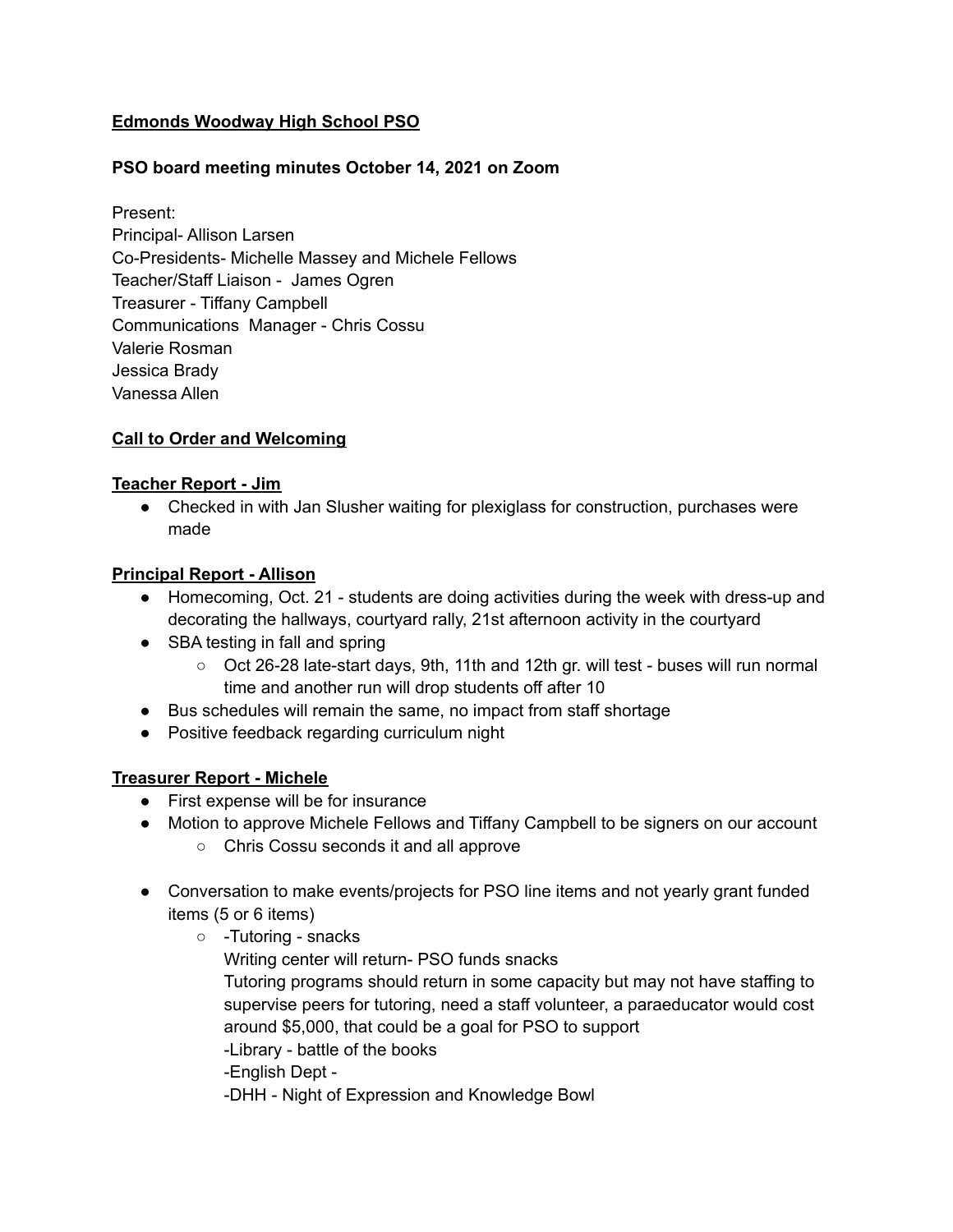**Edmonds Woodway High School PSO**

**PSO board meeting minutes October 14, 2021 on Zoom**

Present:
Principal- Allison Larsen
Co-Presidents- Michelle Massey and Michele Fellows
Teacher/Staff Liaison - James Ogren
Treasurer - Tiffany Campbell
Communications Manager - Chris Cossu
Valerie Rosman
Jessica Brady
Vanessa Allen

**Call to Order and Welcoming**

**Teacher Report - Jim**

- Checked in with Jan Slusher waiting for plexiglass for construction, purchases were made

**Principal Report - Allison**

- Homecoming, Oct. 21 - students are doing activities during the week with dress-up and decorating the hallways, courtyard rally, 21st afternoon activity in the courtyard
- SBA testing in fall and spring
  - Oct 26-28 late-start days, 9th, 11th and 12th gr. will test - buses will run normal time and another run will drop students off after 10
- Bus schedules will remain the same, no impact from staff shortage
- Positive feedback regarding curriculum night

**Treasurer Report - Michele**

- First expense will be for insurance
- Motion to approve Michele Fellows and Tiffany Campbell to be signers on our account
  - Chris Cossu seconds it and all approve

- Conversation to make events/projects for PSO line items and not yearly grant funded items (5 or 6 items)
  - -Tutoring - snacks
    Writing center will return- PSO funds snacks
    Tutoring programs should return in some capacity but may not have staffing to supervise peers for tutoring, need a staff volunteer, a paraeducator would cost around $5,000, that could be a goal for PSO to support
    -Library - battle of the books
    -English Dept -
    -DHH - Night of Expression and Knowledge Bowl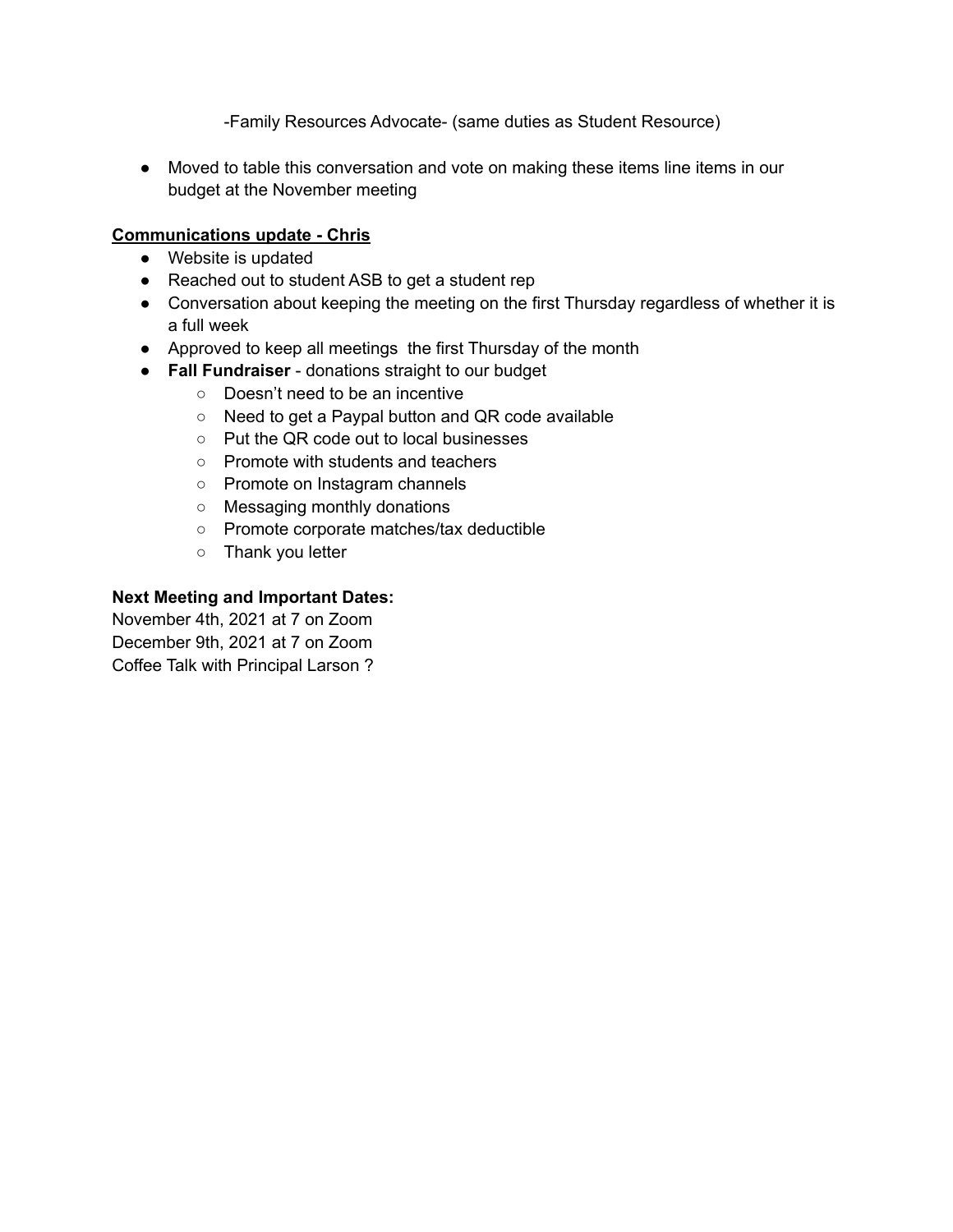-Family Resources Advocate- (same duties as Student Resource)

- Moved to table this conversation and vote on making these items line items in our budget at the November meeting

**Communications update - Chris**

- Website is updated
- Reached out to student ASB to get a student rep
- Conversation about keeping the meeting on the first Thursday regardless of whether it is a full week
- Approved to keep all meetings the first Thursday of the month
- **Fall Fundraiser** - donations straight to our budget
  - Doesn't need to be an incentive
  - Need to get a Paypal button and QR code available
  - Put the QR code out to local businesses
  - Promote with students and teachers
  - Promote on Instagram channels
  - Messaging monthly donations
  - Promote corporate matches/tax deductible
  - Thank you letter

**Next Meeting and Important Dates:**

November 4th, 2021 at 7 on Zoom

December 9th, 2021 at 7 on Zoom

Coffee Talk with Principal Larson ?